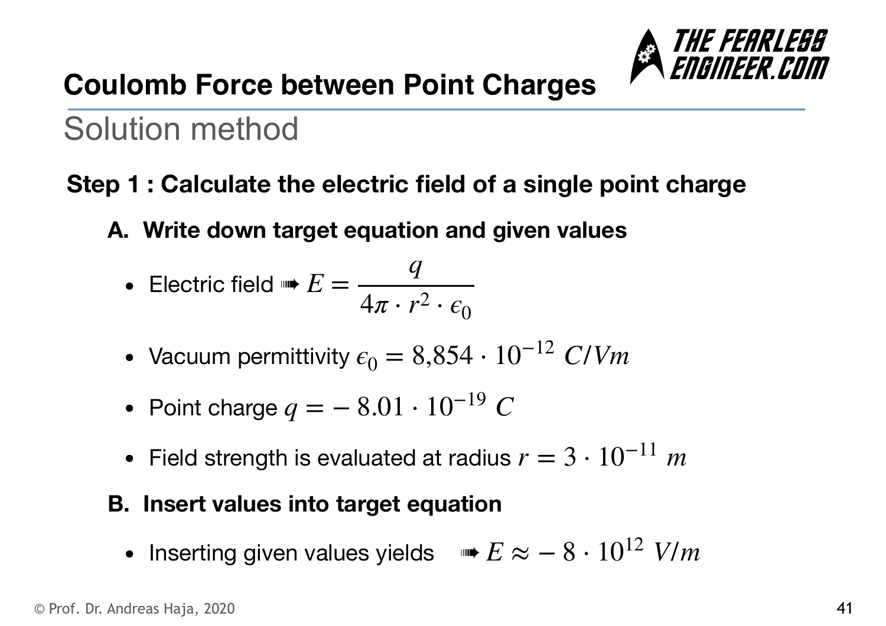# Coulomb Force between Point Charges

## Solution method

**Step 1 : Calculate the electric field of a single point charge**

**A. Write down target equation and given values**

- Electric field ➠ $E = \dfrac{q}{4\pi \cdot r^2 \cdot \epsilon_0}$
- Vacuum permittivity $\epsilon_0 = 8{,}854 \cdot 10^{-12}\ C/Vm$
- Point charge $q = -8.01 \cdot 10^{-19}\ C$
- Field strength is evaluated at radius $r = 3 \cdot 10^{-11}\ m$

**B. Insert values into target equation**

- Inserting given values yields ➠ $E \approx -8 \cdot 10^{12}\ V/m$

© Prof. Dr. Andreas Haja, 2020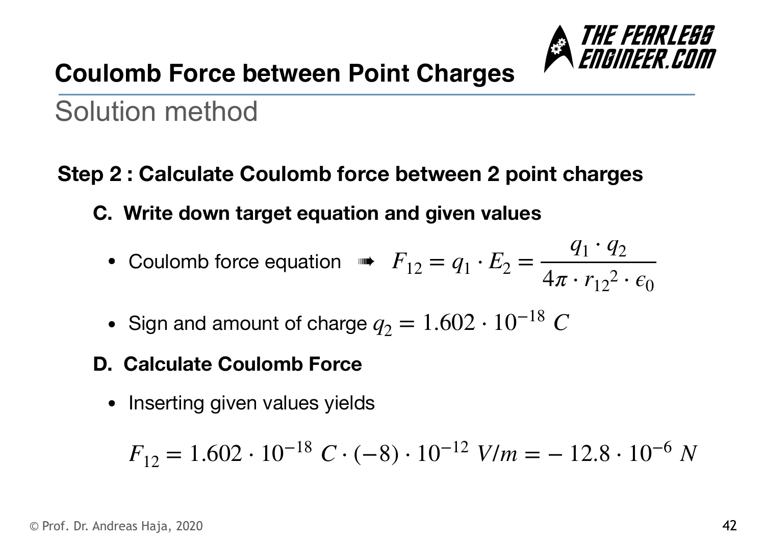# Coulomb Force between Point Charges

## Solution method

### Step 2 : Calculate Coulomb force between 2 point charges

**C. Write down target equation and given values**

- Coulomb force equation ➠ $F_{12} = q_1 \cdot E_2 = \dfrac{q_1 \cdot q_2}{4\pi \cdot {r_{12}}^2 \cdot \epsilon_0}$
- Sign and amount of charge $q_2 = 1.602 \cdot 10^{-18}\ C$

**D. Calculate Coulomb Force**

- Inserting given values yields

$$F_{12} = 1.602 \cdot 10^{-18}\ C \cdot (-8) \cdot 10^{-12}\ V/m = -\, 12.8 \cdot 10^{-6}\ N$$

© Prof. Dr. Andreas Haja, 2020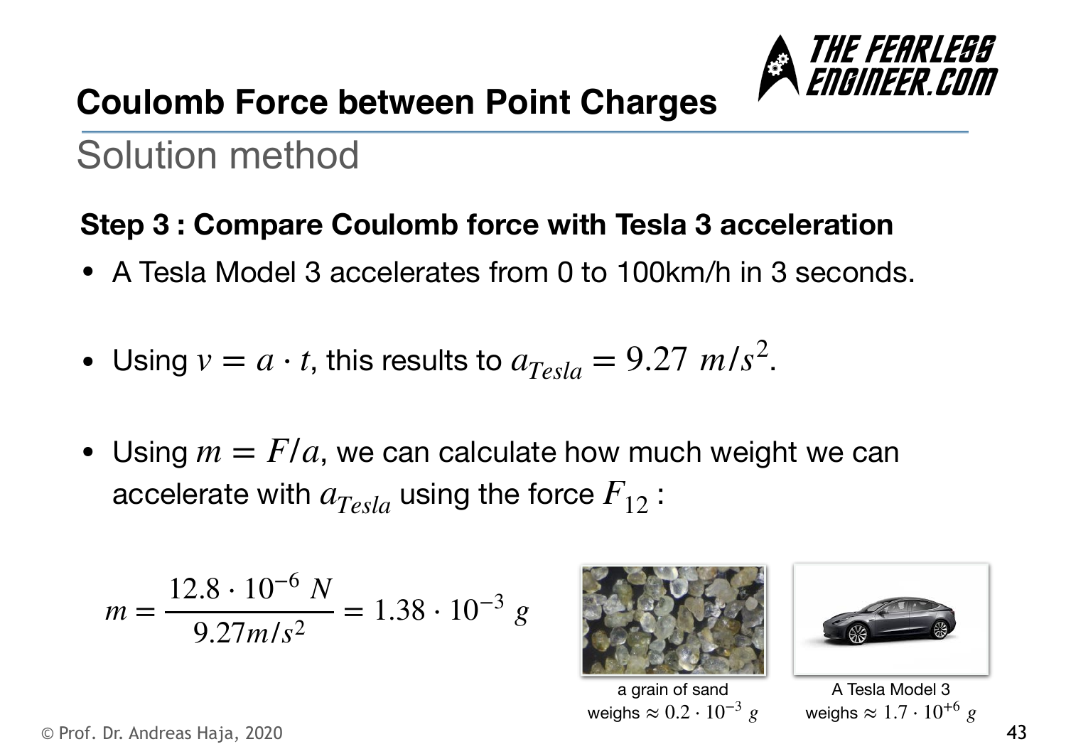## Coulomb Force between Point Charges

### Solution method

**Step 3 : Compare Coulomb force with Tesla 3 acceleration**

- A Tesla Model 3 accelerates from 0 to 100km/h in 3 seconds.
- Using $v = a \cdot t$, this results to $a_{Tesla} = 9.27\ m/s^2$.
- Using $m = F/a$, we can calculate how much weight we can accelerate with $a_{Tesla}$ using the force $F_{12}$ :

$$m = \frac{12.8 \cdot 10^{-6}\ N}{9.27 m/s^2} = 1.38 \cdot 10^{-3}\ g$$

a grain of sand weighs $\approx 0.2 \cdot 10^{-3}\ g$

A Tesla Model 3 weighs $\approx 1.7 \cdot 10^{+6}\ g$

© Prof. Dr. Andreas Haja, 2020